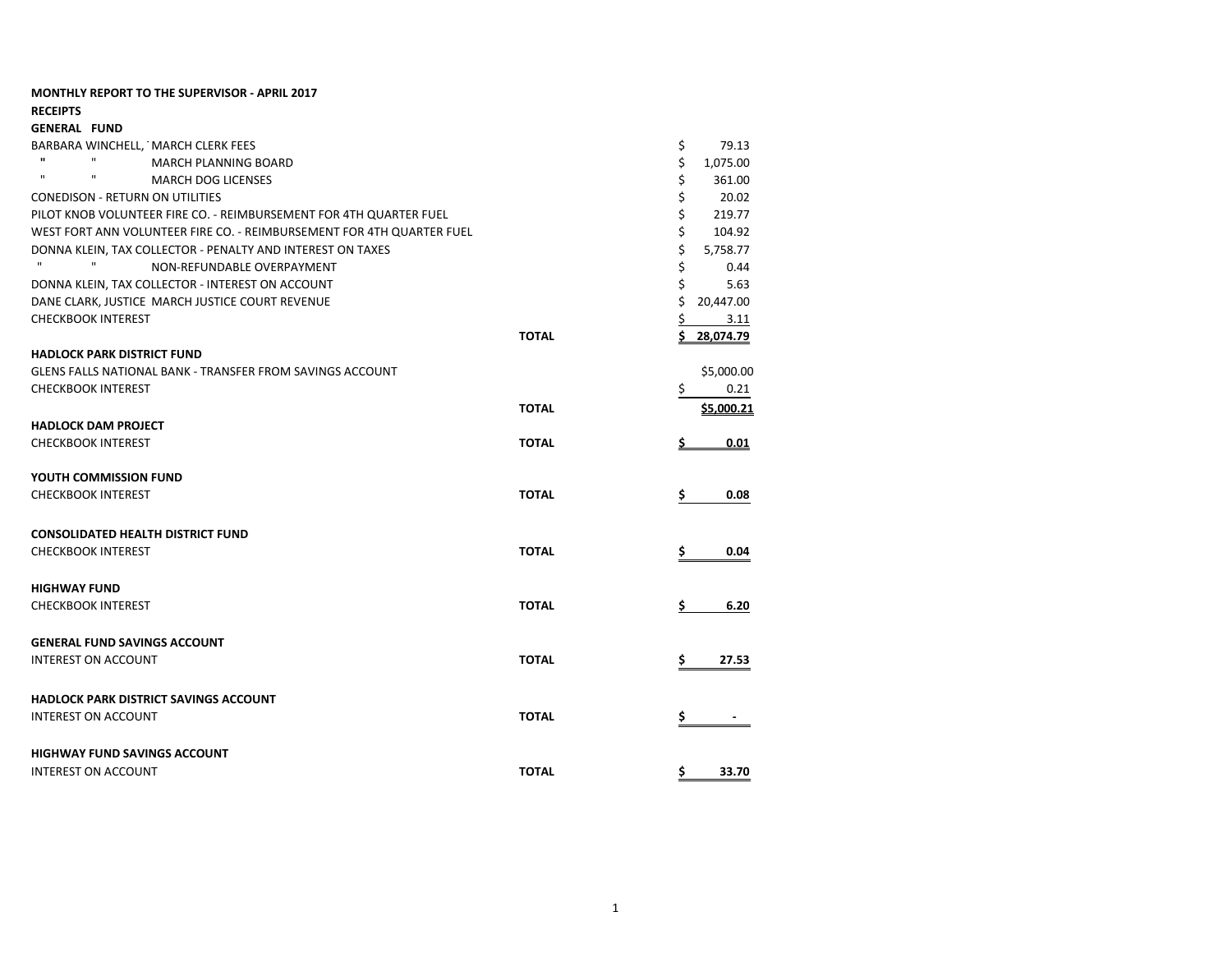**MONTHLY REPORT TO THE SUPERVISOR - APRIL 2017**

**RECEIPTS**

**GENERAL FUND**

| | | |
|---|---|---|
| BARBARA WINCHELL, MARCH CLERK FEES | | $ 79.13 |
| " " MARCH PLANNING BOARD | | $ 1,075.00 |
| " " MARCH DOG LICENSES | | $ 361.00 |
| CONEDISON - RETURN ON UTILITIES | | $ 20.02 |
| PILOT KNOB VOLUNTEER FIRE CO. - REIMBURSEMENT FOR 4TH QUARTER FUEL | | $ 219.77 |
| WEST FORT ANN VOLUNTEER FIRE CO. - REIMBURSEMENT FOR 4TH QUARTER FUEL | | $ 104.92 |
| DONNA KLEIN, TAX COLLECTOR - PENALTY AND INTEREST ON TAXES | | $ 5,758.77 |
| " " NON-REFUNDABLE OVERPAYMENT | | $ 0.44 |
| DONNA KLEIN, TAX COLLECTOR - INTEREST ON ACCOUNT | | $ 5.63 |
| DANE CLARK, JUSTICE MARCH JUSTICE COURT REVENUE | | $ 20,447.00 |
| CHECKBOOK INTEREST | | $ 3.11 |
| | **TOTAL** | **$ 28,074.79** |

**HADLOCK PARK DISTRICT FUND**

| | | |
|---|---|---|
| GLENS FALLS NATIONAL BANK - TRANSFER FROM SAVINGS ACCOUNT | | $5,000.00 |
| CHECKBOOK INTEREST | | $ 0.21 |
| | **TOTAL** | **$5,000.21** |

**HADLOCK DAM PROJECT**

| | | |
|---|---|---|
| CHECKBOOK INTEREST | **TOTAL** | **$ 0.01** |

**YOUTH COMMISSION FUND**

| | | |
|---|---|---|
| CHECKBOOK INTEREST | **TOTAL** | **$ 0.08** |

**CONSOLIDATED HEALTH DISTRICT FUND**

| | | |
|---|---|---|
| CHECKBOOK INTEREST | **TOTAL** | **$ 0.04** |

**HIGHWAY FUND**

| | | |
|---|---|---|
| CHECKBOOK INTEREST | **TOTAL** | **$ 6.20** |

**GENERAL FUND SAVINGS ACCOUNT**

| | | |
|---|---|---|
| INTEREST ON ACCOUNT | **TOTAL** | **$ 27.53** |

**HADLOCK PARK DISTRICT SAVINGS ACCOUNT**

| | | |
|---|---|---|
| INTEREST ON ACCOUNT | **TOTAL** | **$ -** |

**HIGHWAY FUND SAVINGS ACCOUNT**

| | | |
|---|---|---|
| INTEREST ON ACCOUNT | **TOTAL** | **$ 33.70** |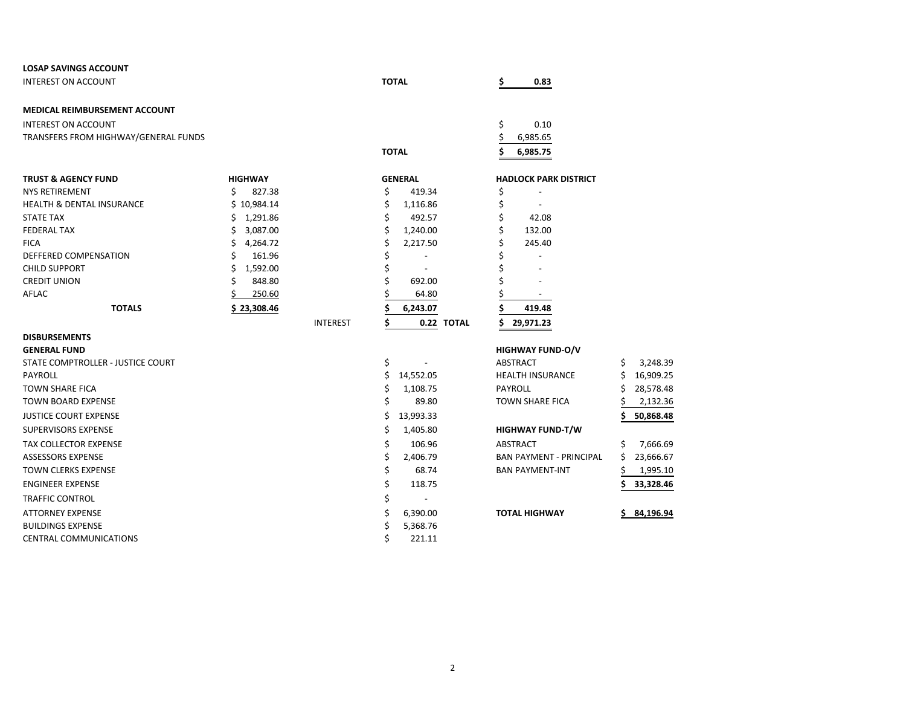**LOSAP SAVINGS ACCOUNT**

| | | |
|---|---|---|
| INTEREST ON ACCOUNT | **TOTAL** | **$ 0.83** |

**MEDICAL REIMBURSEMENT ACCOUNT**

| | | |
|---|---|---|
| INTEREST ON ACCOUNT | | $ 0.10 |
| TRANSFERS FROM HIGHWAY/GENERAL FUNDS | | $ 6,985.65 |
| | **TOTAL** | **$ 6,985.75** |

| **TRUST & AGENCY FUND** | **HIGHWAY** | | **GENERAL** | | **HADLOCK PARK DISTRICT** |
|---|---|---|---|---|---|
| NYS RETIREMENT | $ 827.38 | | $ 419.34 | | $ - |
| HEALTH & DENTAL INSURANCE | $ 10,984.14 | | $ 1,116.86 | | $ - |
| STATE TAX | $ 1,291.86 | | $ 492.57 | | $ 42.08 |
| FEDERAL TAX | $ 3,087.00 | | $ 1,240.00 | | $ 132.00 |
| FICA | $ 4,264.72 | | $ 2,217.50 | | $ 245.40 |
| DEFFERED COMPENSATION | $ 161.96 | | $ - | | $ - |
| CHILD SUPPORT | $ 1,592.00 | | $ - | | $ - |
| CREDIT UNION | $ 848.80 | | $ 692.00 | | $ - |
| AFLAC | $ 250.60 | | $ 64.80 | | $ - |
| **TOTALS** | **$ 23,308.46** | | **$ 6,243.07** | | **$ 419.48** |
| | | INTEREST | **$ 0.22** | **TOTAL** | **$ 29,971.23** |

**DISBURSEMENTS**

| **GENERAL FUND** | |
|---|---|
| STATE COMPTROLLER - JUSTICE COURT | $ - |
| PAYROLL | $ 14,552.05 |
| TOWN SHARE FICA | $ 1,108.75 |
| TOWN BOARD EXPENSE | $ 89.80 |
| JUSTICE COURT EXPENSE | $ 13,993.33 |
| SUPERVISORS EXPENSE | $ 1,405.80 |
| TAX COLLECTOR EXPENSE | $ 106.96 |
| ASSESSORS EXPENSE | $ 2,406.79 |
| TOWN CLERKS EXPENSE | $ 68.74 |
| ENGINEER EXPENSE | $ 118.75 |
| TRAFFIC CONTROL | $ - |
| ATTORNEY EXPENSE | $ 6,390.00 |
| BUILDINGS EXPENSE | $ 5,368.76 |
| CENTRAL COMMUNICATIONS | $ 221.11 |

| **HIGHWAY FUND-O/V** | |
|---|---|
| ABSTRACT | $ 3,248.39 |
| HEALTH INSURANCE | $ 16,909.25 |
| PAYROLL | $ 28,578.48 |
| TOWN SHARE FICA | $ 2,132.36 |
| | **$ 50,868.48** |
| **HIGHWAY FUND-T/W** | |
| ABSTRACT | $ 7,666.69 |
| BAN PAYMENT - PRINCIPAL | $ 23,666.67 |
| BAN PAYMENT-INT | $ 1,995.10 |
| | **$ 33,328.46** |
| **TOTAL HIGHWAY** | **$ 84,196.94** |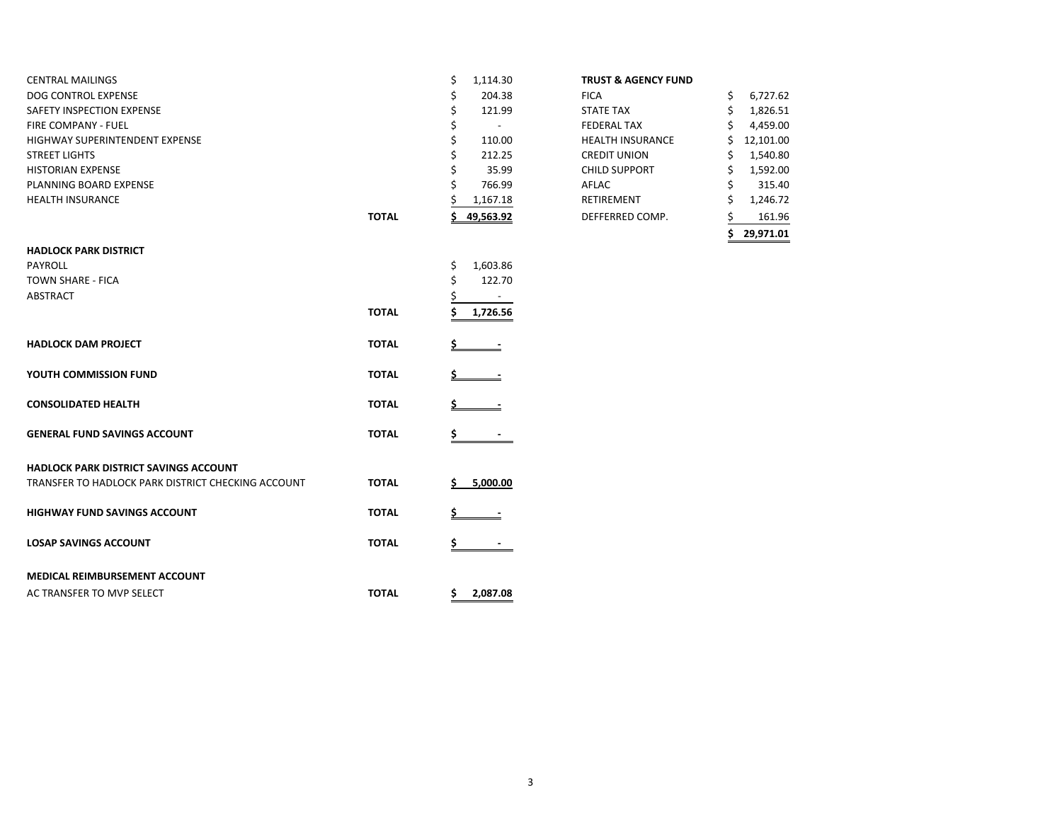| | | |
|---|---|---|
| CENTRAL MAILINGS | | $ 1,114.30 |
| DOG CONTROL EXPENSE | | $ 204.38 |
| SAFETY INSPECTION EXPENSE | | $ 121.99 |
| FIRE COMPANY - FUEL | | $ - |
| HIGHWAY SUPERINTENDENT EXPENSE | | $ 110.00 |
| STREET LIGHTS | | $ 212.25 |
| HISTORIAN EXPENSE | | $ 35.99 |
| PLANNING BOARD EXPENSE | | $ 766.99 |
| HEALTH INSURANCE | | $ 1,167.18 |
| | **TOTAL** | **$ 49,563.92** |

| **HADLOCK PARK DISTRICT** | | |
|---|---|---|
| PAYROLL | | $ 1,603.86 |
| TOWN SHARE - FICA | | $ 122.70 |
| ABSTRACT | | $ - |
| | **TOTAL** | **$ 1,726.56** |

| | | |
|---|---|---|
| **HADLOCK DAM PROJECT** | **TOTAL** | **$ -** |
| **YOUTH COMMISSION FUND** | **TOTAL** | **$ -** |
| **CONSOLIDATED HEALTH** | **TOTAL** | **$ -** |
| **GENERAL FUND SAVINGS ACCOUNT** | **TOTAL** | **$ -** |

| **HADLOCK PARK DISTRICT SAVINGS ACCOUNT** | | |
|---|---|---|
| TRANSFER TO HADLOCK PARK DISTRICT CHECKING ACCOUNT | **TOTAL** | **$ 5,000.00** |

| | | |
|---|---|---|
| **HIGHWAY FUND SAVINGS ACCOUNT** | **TOTAL** | **$ -** |
| **LOSAP SAVINGS ACCOUNT** | **TOTAL** | **$ -** |

| **MEDICAL REIMBURSEMENT ACCOUNT** | | |
|---|---|---|
| AC TRANSFER TO MVP SELECT | **TOTAL** | **$ 2,087.08** |

| **TRUST & AGENCY FUND** | |
|---|---|
| FICA | $ 6,727.62 |
| STATE TAX | $ 1,826.51 |
| FEDERAL TAX | $ 4,459.00 |
| HEALTH INSURANCE | $ 12,101.00 |
| CREDIT UNION | $ 1,540.80 |
| CHILD SUPPORT | $ 1,592.00 |
| AFLAC | $ 315.40 |
| RETIREMENT | $ 1,246.72 |
| DEFFERRED COMP. | $ 161.96 |
| | **$ 29,971.01** |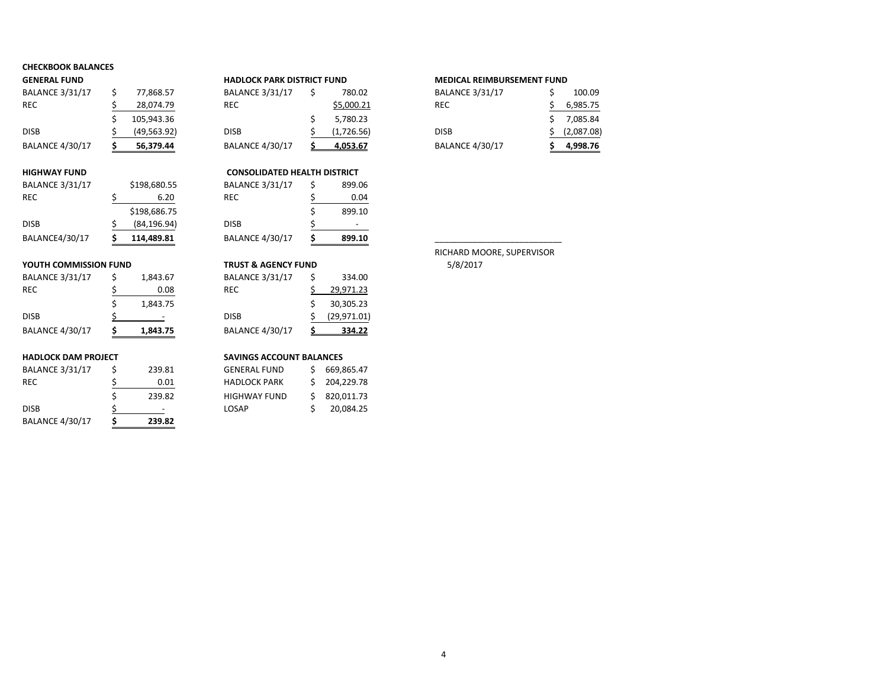# CHECKBOOK BALANCES

### GENERAL FUND

| | | |
|---|---|---|
| BALANCE 3/31/17 | $ | 77,868.57 |
| REC | $ | 28,074.79 |
| | $ | 105,943.36 |
| DISB | $ | (49,563.92) |
| BALANCE 4/30/17 | **$** | **56,379.44** |

### HADLOCK PARK DISTRICT FUND

| | | |
|---|---|---|
| BALANCE 3/31/17 | $ | 780.02 |
| REC | | $5,000.21 |
| | $ | 5,780.23 |
| DISB | $ | (1,726.56) |
| BALANCE 4/30/17 | **$** | **4,053.67** |

### MEDICAL REIMBURSEMENT FUND

| | | |
|---|---|---|
| BALANCE 3/31/17 | $ | 100.09 |
| REC | $ | 6,985.75 |
| | $ | 7,085.84 |
| DISB | $ | (2,087.08) |
| BALANCE 4/30/17 | **$** | **4,998.76** |

### HIGHWAY FUND

| | | |
|---|---|---|
| BALANCE 3/31/17 | | $198,680.55 |
| REC | $ | 6.20 |
| | | $198,686.75 |
| DISB | $ | (84,196.94) |
| BALANCE4/30/17 | **$** | **114,489.81** |

### CONSOLIDATED HEALTH DISTRICT

| | | |
|---|---|---|
| BALANCE 3/31/17 | $ | 899.06 |
| REC | $ | 0.04 |
| | $ | 899.10 |
| DISB | $ | - |
| BALANCE 4/30/17 | **$** | **899.10** |

### YOUTH COMMISSION FUND

| | | |
|---|---|---|
| BALANCE 3/31/17 | $ | 1,843.67 |
| REC | $ | 0.08 |
| | $ | 1,843.75 |
| DISB | $ | - |
| BALANCE 4/30/17 | **$** | **1,843.75** |

### TRUST & AGENCY FUND

| | | |
|---|---|---|
| BALANCE 3/31/17 | $ | 334.00 |
| REC | $ | 29,971.23 |
| | $ | 30,305.23 |
| DISB | $ | (29,971.01) |
| BALANCE 4/30/17 | **$** | **334.22** |

### HADLOCK DAM PROJECT

| | | |
|---|---|---|
| BALANCE 3/31/17 | $ | 239.81 |
| REC | $ | 0.01 |
| | $ | 239.82 |
| DISB | $ | - |
| BALANCE 4/30/17 | **$** | **239.82** |

### SAVINGS ACCOUNT BALANCES

| | | |
|---|---|---|
| GENERAL FUND | $ | 669,865.47 |
| HADLOCK PARK | $ | 204,229.78 |
| HIGHWAY FUND | $ | 820,011.73 |
| LOSAP | $ | 20,084.25 |

___________________________

RICHARD MOORE, SUPERVISOR

5/8/2017